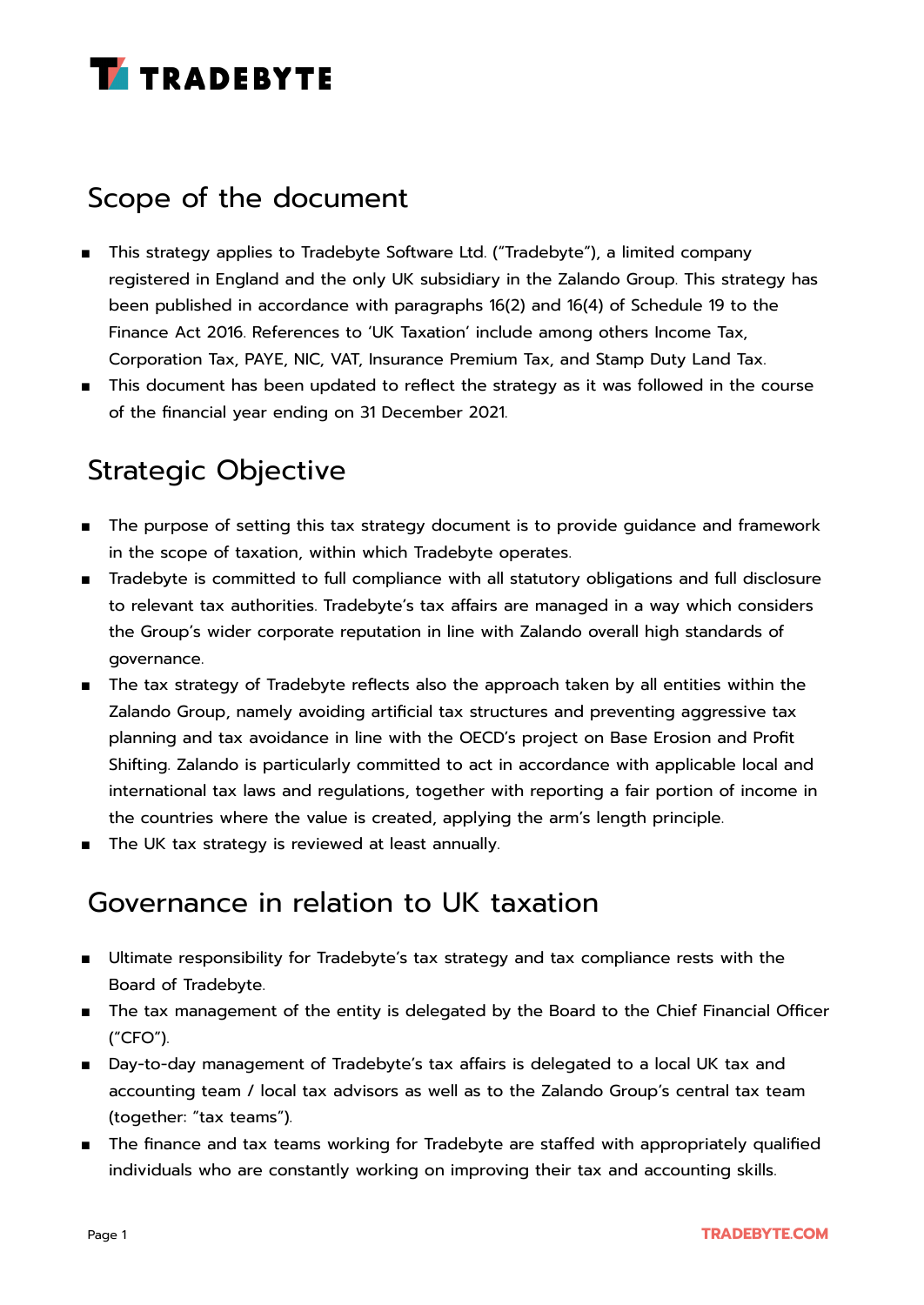## Scope of the document

- This strategy applies to Tradebyte Software Ltd. ("Tradebyte"), a limited company registered in England and the only UK subsidiary in the Zalando Group. This strategy has been published in accordance with paragraphs 16(2) and 16(4) of Schedule 19 to the Finance Act 2016. References to 'UK Taxation' include among others Income Tax, Corporation Tax, PAYE, NIC, VAT, Insurance Premium Tax, and Stamp Duty Land Tax.
- This document has been updated to reflect the strategy as it was followed in the course of the financial year ending on 31 December 2021.

## Strategic Objective

- The purpose of setting this tax strategy document is to provide guidance and framework in the scope of taxation, within which Tradebyte operates.
- Tradebyte is committed to full compliance with all statutory obligations and full disclosure to relevant tax authorities. Tradebyte's tax affairs are managed in a way which considers the Group's wider corporate reputation in line with Zalando overall high standards of governance.
- The tax strategy of Tradebyte reflects also the approach taken by all entities within the Zalando Group, namely avoiding artificial tax structures and preventing aggressive tax planning and tax avoidance in line with the OECD's project on Base Erosion and Profit Shifting. Zalando is particularly committed to act in accordance with applicable local and international tax laws and regulations, together with reporting a fair portion of income in the countries where the value is created, applying the arm's length principle.
- The UK tax strategy is reviewed at least annually.

## Governance in relation to UK taxation

- Ultimate responsibility for Tradebyte's tax strategy and tax compliance rests with the Board of Tradebyte.
- The tax management of the entity is delegated by the Board to the Chief Financial Officer ("CFO").
- Day-to-day management of Tradebyte's tax affairs is delegated to a local UK tax and accounting team / local tax advisors as well as to the Zalando Group's central tax team (together: "tax teams").
- The finance and tax teams working for Tradebyte are staffed with appropriately qualified individuals who are constantly working on improving their tax and accounting skills.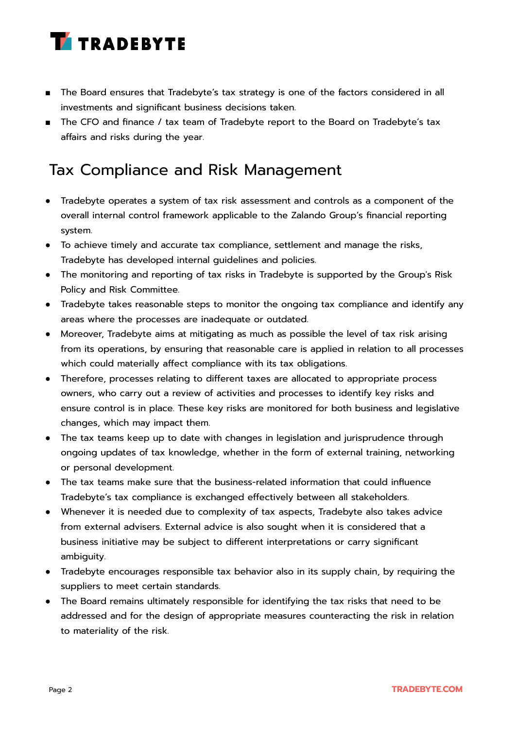- The Board ensures that Tradebyte's tax strategy is one of the factors considered in all investments and significant business decisions taken.
- The CFO and finance / tax team of Tradebyte report to the Board on Tradebyte's tax affairs and risks during the year.

## Tax Compliance and Risk Management

- Tradebyte operates a system of tax risk assessment and controls as a component of the overall internal control framework applicable to the Zalando Group's financial reporting system.
- To achieve timely and accurate tax compliance, settlement and manage the risks, Tradebyte has developed internal guidelines and policies.
- The monitoring and reporting of tax risks in Tradebyte is supported by the Group's Risk Policy and Risk Committee.
- Tradebyte takes reasonable steps to monitor the ongoing tax compliance and identify any areas where the processes are inadequate or outdated.
- Moreover, Tradebyte aims at mitigating as much as possible the level of tax risk arising from its operations, by ensuring that reasonable care is applied in relation to all processes which could materially affect compliance with its tax obligations.
- Therefore, processes relating to different taxes are allocated to appropriate process owners, who carry out a review of activities and processes to identify key risks and ensure control is in place. These key risks are monitored for both business and legislative changes, which may impact them.
- The tax teams keep up to date with changes in legislation and jurisprudence through ongoing updates of tax knowledge, whether in the form of external training, networking or personal development.
- The tax teams make sure that the business-related information that could influence Tradebyte's tax compliance is exchanged effectively between all stakeholders.
- Whenever it is needed due to complexity of tax aspects, Tradebyte also takes advice from external advisers. External advice is also sought when it is considered that a business initiative may be subject to different interpretations or carry significant ambiguity.
- Tradebyte encourages responsible tax behavior also in its supply chain, by requiring the suppliers to meet certain standards.
- The Board remains ultimately responsible for identifying the tax risks that need to be addressed and for the design of appropriate measures counteracting the risk in relation to materiality of the risk.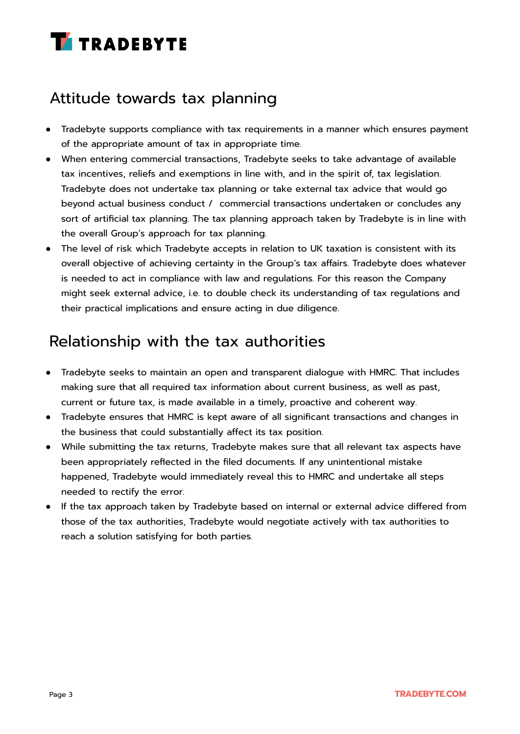## Attitude towards tax planning

- Tradebyte supports compliance with tax requirements in a manner which ensures payment of the appropriate amount of tax in appropriate time.
- When entering commercial transactions, Tradebyte seeks to take advantage of available tax incentives, reliefs and exemptions in line with, and in the spirit of, tax legislation. Tradebyte does not undertake tax planning or take external tax advice that would go beyond actual business conduct / commercial transactions undertaken or concludes any sort of artificial tax planning. The tax planning approach taken by Tradebyte is in line with the overall Group's approach for tax planning.
- The level of risk which Tradebyte accepts in relation to UK taxation is consistent with its overall objective of achieving certainty in the Group's tax affairs. Tradebyte does whatever is needed to act in compliance with law and regulations. For this reason the Company might seek external advice, i.e. to double check its understanding of tax regulations and their practical implications and ensure acting in due diligence.

## Relationship with the tax authorities

- Tradebyte seeks to maintain an open and transparent dialogue with HMRC. That includes making sure that all required tax information about current business, as well as past, current or future tax, is made available in a timely, proactive and coherent way.
- Tradebyte ensures that HMRC is kept aware of all significant transactions and changes in the business that could substantially affect its tax position.
- While submitting the tax returns, Tradebyte makes sure that all relevant tax aspects have been appropriately reflected in the filed documents. If any unintentional mistake happened, Tradebyte would immediately reveal this to HMRC and undertake all steps needed to rectify the error.
- If the tax approach taken by Tradebyte based on internal or external advice differed from those of the tax authorities, Tradebyte would negotiate actively with tax authorities to reach a solution satisfying for both parties.